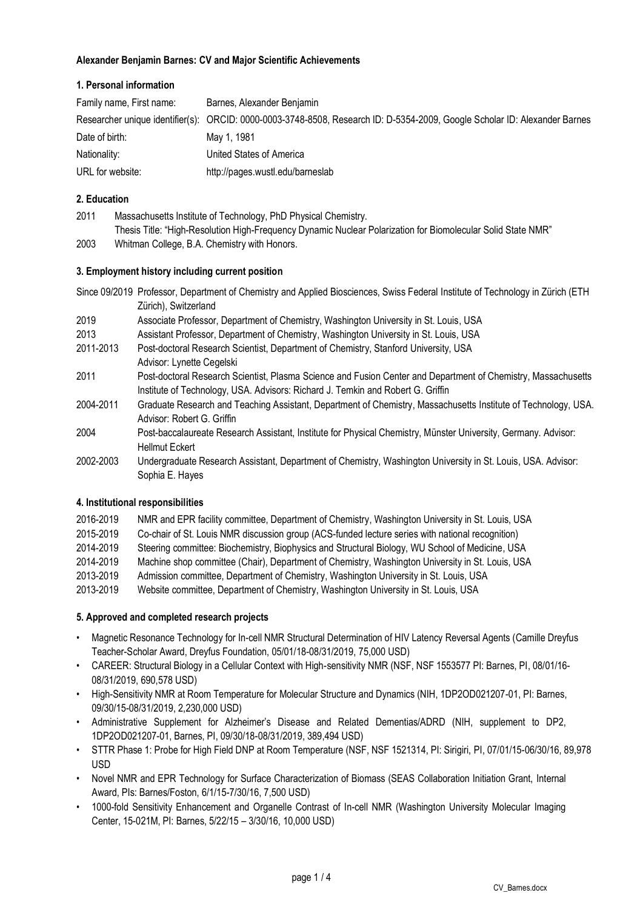**Alexander Benjamin Barnes: CV and Major Scientific Achievements**

## 1. Personal information

| | |
|---|---|
| Family name, First name: | Barnes, Alexander Benjamin |
| Researcher unique identifier(s): | ORCID: 0000-0003-3748-8508, Research ID: D-5354-2009, Google Scholar ID: Alexander Barnes |
| Date of birth: | May 1, 1981 |
| Nationality: | United States of America |
| URL for website: | http://pages.wustl.edu/barneslab |

## 2. Education

2011 Massachusetts Institute of Technology, PhD Physical Chemistry.
Thesis Title: "High-Resolution High-Frequency Dynamic Nuclear Polarization for Biomolecular Solid State NMR"

2003 Whitman College, B.A. Chemistry with Honors.

## 3. Employment history including current position

Since 09/2019 Professor, Department of Chemistry and Applied Biosciences, Swiss Federal Institute of Technology in Zürich (ETH Zürich), Switzerland

2019 Associate Professor, Department of Chemistry, Washington University in St. Louis, USA

2013 Assistant Professor, Department of Chemistry, Washington University in St. Louis, USA

2011-2013 Post-doctoral Research Scientist, Department of Chemistry, Stanford University, USA
Advisor: Lynette Cegelski

2011 Post-doctoral Research Scientist, Plasma Science and Fusion Center and Department of Chemistry, Massachusetts Institute of Technology, USA. Advisors: Richard J. Temkin and Robert G. Griffin

2004-2011 Graduate Research and Teaching Assistant, Department of Chemistry, Massachusetts Institute of Technology, USA.
Advisor: Robert G. Griffin

2004 Post-baccalaureate Research Assistant, Institute for Physical Chemistry, Münster University, Germany. Advisor: Hellmut Eckert

2002-2003 Undergraduate Research Assistant, Department of Chemistry, Washington University in St. Louis, USA. Advisor: Sophia E. Hayes

## 4. Institutional responsibilities

2016-2019 NMR and EPR facility committee, Department of Chemistry, Washington University in St. Louis, USA

2015-2019 Co-chair of St. Louis NMR discussion group (ACS-funded lecture series with national recognition)

2014-2019 Steering committee: Biochemistry, Biophysics and Structural Biology, WU School of Medicine, USA

2014-2019 Machine shop committee (Chair), Department of Chemistry, Washington University in St. Louis, USA

2013-2019 Admission committee, Department of Chemistry, Washington University in St. Louis, USA

2013-2019 Website committee, Department of Chemistry, Washington University in St. Louis, USA

## 5. Approved and completed research projects

- Magnetic Resonance Technology for In-cell NMR Structural Determination of HIV Latency Reversal Agents (Camille Dreyfus Teacher-Scholar Award, Dreyfus Foundation, 05/01/18-08/31/2019, 75,000 USD)
- CAREER: Structural Biology in a Cellular Context with High-sensitivity NMR (NSF, NSF 1553577 PI: Barnes, PI, 08/01/16-08/31/2019, 690,578 USD)
- High-Sensitivity NMR at Room Temperature for Molecular Structure and Dynamics (NIH, 1DP2OD021207-01, PI: Barnes, 09/30/15-08/31/2019, 2,230,000 USD)
- Administrative Supplement for Alzheimer's Disease and Related Dementias/ADRD (NIH, supplement to DP2, 1DP2OD021207-01, Barnes, PI, 09/30/18-08/31/2019, 389,494 USD)
- STTR Phase 1: Probe for High Field DNP at Room Temperature (NSF, NSF 1521314, PI: Sirigiri, PI, 07/01/15-06/30/16, 89,978 USD
- Novel NMR and EPR Technology for Surface Characterization of Biomass (SEAS Collaboration Initiation Grant, Internal Award, PIs: Barnes/Foston, 6/1/15-7/30/16, 7,500 USD)
- 1000-fold Sensitivity Enhancement and Organelle Contrast of In-cell NMR (Washington University Molecular Imaging Center, 15-021M, PI: Barnes, 5/22/15 – 3/30/16, 10,000 USD)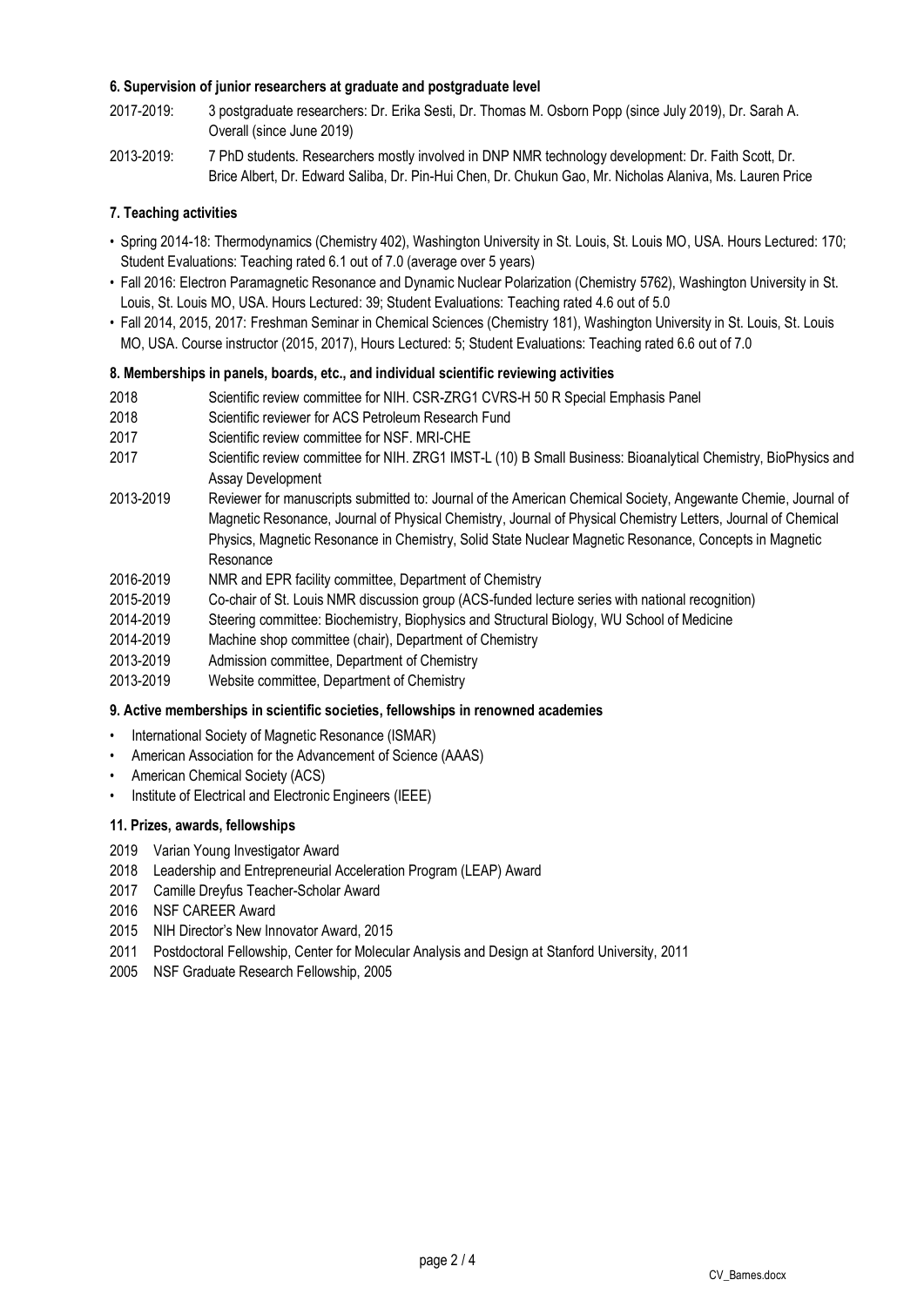#### 6. Supervision of junior researchers at graduate and postgraduate level

2017-2019: 3 postgraduate researchers: Dr. Erika Sesti, Dr. Thomas M. Osborn Popp (since July 2019), Dr. Sarah A. Overall (since June 2019)

2013-2019: 7 PhD students. Researchers mostly involved in DNP NMR technology development: Dr. Faith Scott, Dr. Brice Albert, Dr. Edward Saliba, Dr. Pin-Hui Chen, Dr. Chukun Gao, Mr. Nicholas Alaniva, Ms. Lauren Price

#### 7. Teaching activities

- Spring 2014-18: Thermodynamics (Chemistry 402), Washington University in St. Louis, St. Louis MO, USA. Hours Lectured: 170; Student Evaluations: Teaching rated 6.1 out of 7.0 (average over 5 years)
- Fall 2016: Electron Paramagnetic Resonance and Dynamic Nuclear Polarization (Chemistry 5762), Washington University in St. Louis, St. Louis MO, USA. Hours Lectured: 39; Student Evaluations: Teaching rated 4.6 out of 5.0
- Fall 2014, 2015, 2017: Freshman Seminar in Chemical Sciences (Chemistry 181), Washington University in St. Louis, St. Louis MO, USA. Course instructor (2015, 2017), Hours Lectured: 5; Student Evaluations: Teaching rated 6.6 out of 7.0

#### 8. Memberships in panels, boards, etc., and individual scientific reviewing activities

2018 Scientific review committee for NIH. CSR-ZRG1 CVRS-H 50 R Special Emphasis Panel

2018 Scientific reviewer for ACS Petroleum Research Fund

2017 Scientific review committee for NSF. MRI-CHE

2017 Scientific review committee for NIH. ZRG1 IMST-L (10) B Small Business: Bioanalytical Chemistry, BioPhysics and Assay Development

2013-2019 Reviewer for manuscripts submitted to: Journal of the American Chemical Society, Angewante Chemie, Journal of Magnetic Resonance, Journal of Physical Chemistry, Journal of Physical Chemistry Letters, Journal of Chemical Physics, Magnetic Resonance in Chemistry, Solid State Nuclear Magnetic Resonance, Concepts in Magnetic Resonance

2016-2019 NMR and EPR facility committee, Department of Chemistry

2015-2019 Co-chair of St. Louis NMR discussion group (ACS-funded lecture series with national recognition)

2014-2019 Steering committee: Biochemistry, Biophysics and Structural Biology, WU School of Medicine

2014-2019 Machine shop committee (chair), Department of Chemistry

2013-2019 Admission committee, Department of Chemistry

2013-2019 Website committee, Department of Chemistry

#### 9. Active memberships in scientific societies, fellowships in renowned academies

- International Society of Magnetic Resonance (ISMAR)
- American Association for the Advancement of Science (AAAS)
- American Chemical Society (ACS)
- Institute of Electrical and Electronic Engineers (IEEE)

#### 11. Prizes, awards, fellowships

2019 Varian Young Investigator Award

2018 Leadership and Entrepreneurial Acceleration Program (LEAP) Award

2017 Camille Dreyfus Teacher-Scholar Award

2016 NSF CAREER Award

2015 NIH Director's New Innovator Award, 2015

2011 Postdoctoral Fellowship, Center for Molecular Analysis and Design at Stanford University, 2011

2005 NSF Graduate Research Fellowship, 2005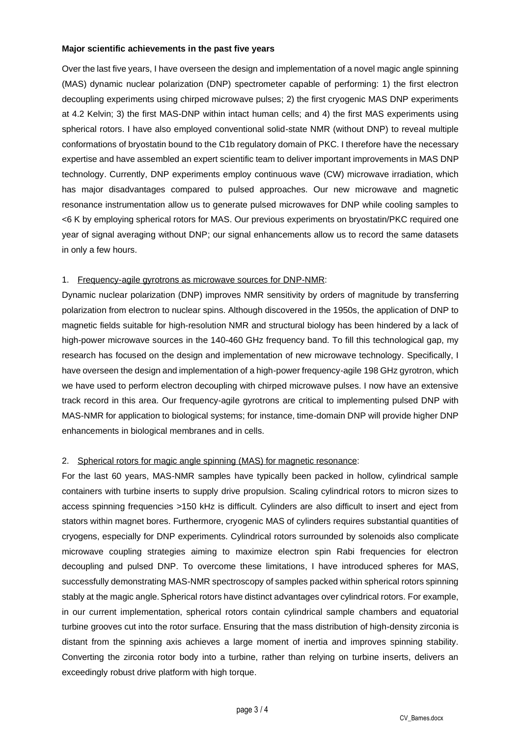**Major scientific achievements in the past five years**

Over the last five years, I have overseen the design and implementation of a novel magic angle spinning (MAS) dynamic nuclear polarization (DNP) spectrometer capable of performing: 1) the first electron decoupling experiments using chirped microwave pulses; 2) the first cryogenic MAS DNP experiments at 4.2 Kelvin; 3) the first MAS-DNP within intact human cells; and 4) the first MAS experiments using spherical rotors. I have also employed conventional solid-state NMR (without DNP) to reveal multiple conformations of bryostatin bound to the C1b regulatory domain of PKC. I therefore have the necessary expertise and have assembled an expert scientific team to deliver important improvements in MAS DNP technology. Currently, DNP experiments employ continuous wave (CW) microwave irradiation, which has major disadvantages compared to pulsed approaches. Our new microwave and magnetic resonance instrumentation allow us to generate pulsed microwaves for DNP while cooling samples to <6 K by employing spherical rotors for MAS. Our previous experiments on bryostatin/PKC required one year of signal averaging without DNP; our signal enhancements allow us to record the same datasets in only a few hours.

1. Frequency-agile gyrotrons as microwave sources for DNP-NMR:

Dynamic nuclear polarization (DNP) improves NMR sensitivity by orders of magnitude by transferring polarization from electron to nuclear spins. Although discovered in the 1950s, the application of DNP to magnetic fields suitable for high-resolution NMR and structural biology has been hindered by a lack of high-power microwave sources in the 140-460 GHz frequency band. To fill this technological gap, my research has focused on the design and implementation of new microwave technology. Specifically, I have overseen the design and implementation of a high-power frequency-agile 198 GHz gyrotron, which we have used to perform electron decoupling with chirped microwave pulses. I now have an extensive track record in this area. Our frequency-agile gyrotrons are critical to implementing pulsed DNP with MAS-NMR for application to biological systems; for instance, time-domain DNP will provide higher DNP enhancements in biological membranes and in cells.

2. Spherical rotors for magic angle spinning (MAS) for magnetic resonance:

For the last 60 years, MAS-NMR samples have typically been packed in hollow, cylindrical sample containers with turbine inserts to supply drive propulsion. Scaling cylindrical rotors to micron sizes to access spinning frequencies >150 kHz is difficult. Cylinders are also difficult to insert and eject from stators within magnet bores. Furthermore, cryogenic MAS of cylinders requires substantial quantities of cryogens, especially for DNP experiments. Cylindrical rotors surrounded by solenoids also complicate microwave coupling strategies aiming to maximize electron spin Rabi frequencies for electron decoupling and pulsed DNP. To overcome these limitations, I have introduced spheres for MAS, successfully demonstrating MAS-NMR spectroscopy of samples packed within spherical rotors spinning stably at the magic angle. Spherical rotors have distinct advantages over cylindrical rotors. For example, in our current implementation, spherical rotors contain cylindrical sample chambers and equatorial turbine grooves cut into the rotor surface. Ensuring that the mass distribution of high-density zirconia is distant from the spinning axis achieves a large moment of inertia and improves spinning stability. Converting the zirconia rotor body into a turbine, rather than relying on turbine inserts, delivers an exceedingly robust drive platform with high torque.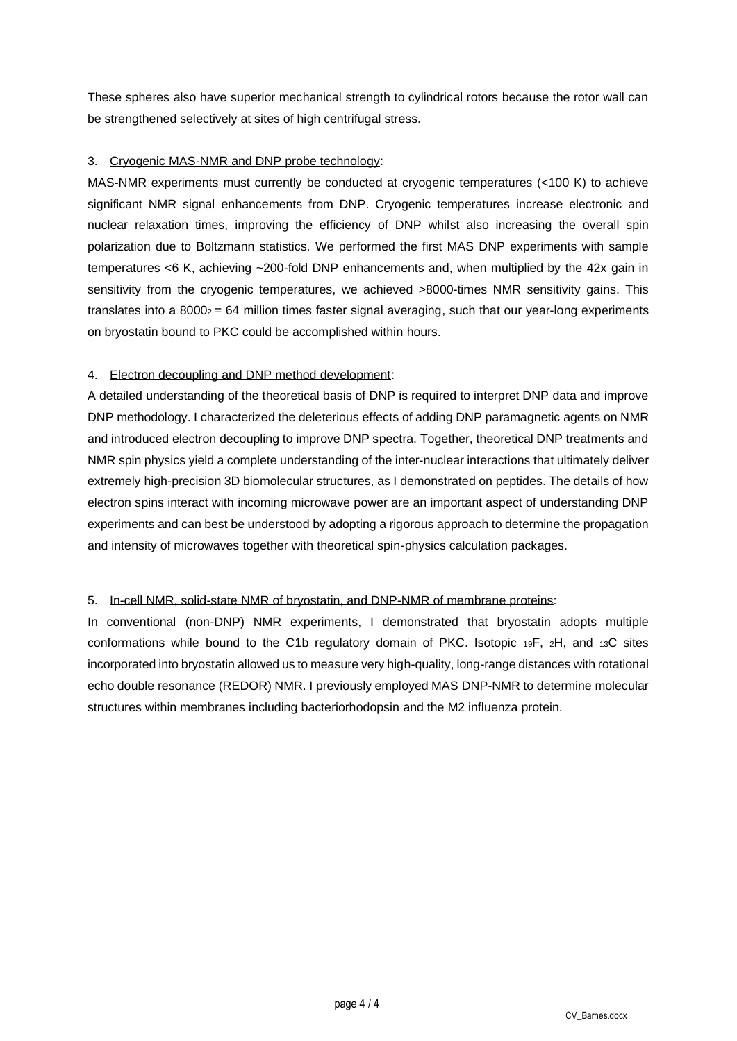These spheres also have superior mechanical strength to cylindrical rotors because the rotor wall can be strengthened selectively at sites of high centrifugal stress.

3. Cryogenic MAS-NMR and DNP probe technology:

MAS-NMR experiments must currently be conducted at cryogenic temperatures (<100 K) to achieve significant NMR signal enhancements from DNP. Cryogenic temperatures increase electronic and nuclear relaxation times, improving the efficiency of DNP whilst also increasing the overall spin polarization due to Boltzmann statistics. We performed the first MAS DNP experiments with sample temperatures <6 K, achieving ~200-fold DNP enhancements and, when multiplied by the 42x gain in sensitivity from the cryogenic temperatures, we achieved >8000-times NMR sensitivity gains. This translates into a $8000^2$ = 64 million times faster signal averaging, such that our year-long experiments on bryostatin bound to PKC could be accomplished within hours.

4. Electron decoupling and DNP method development:

A detailed understanding of the theoretical basis of DNP is required to interpret DNP data and improve DNP methodology. I characterized the deleterious effects of adding DNP paramagnetic agents on NMR and introduced electron decoupling to improve DNP spectra. Together, theoretical DNP treatments and NMR spin physics yield a complete understanding of the inter-nuclear interactions that ultimately deliver extremely high-precision 3D biomolecular structures, as I demonstrated on peptides. The details of how electron spins interact with incoming microwave power are an important aspect of understanding DNP experiments and can best be understood by adopting a rigorous approach to determine the propagation and intensity of microwaves together with theoretical spin-physics calculation packages.

5. In-cell NMR, solid-state NMR of bryostatin, and DNP-NMR of membrane proteins:

In conventional (non-DNP) NMR experiments, I demonstrated that bryostatin adopts multiple conformations while bound to the C1b regulatory domain of PKC. Isotopic $^{19}$F, $^{2}$H, and $^{13}$C sites incorporated into bryostatin allowed us to measure very high-quality, long-range distances with rotational echo double resonance (REDOR) NMR. I previously employed MAS DNP-NMR to determine molecular structures within membranes including bacteriorhodopsin and the M2 influenza protein.